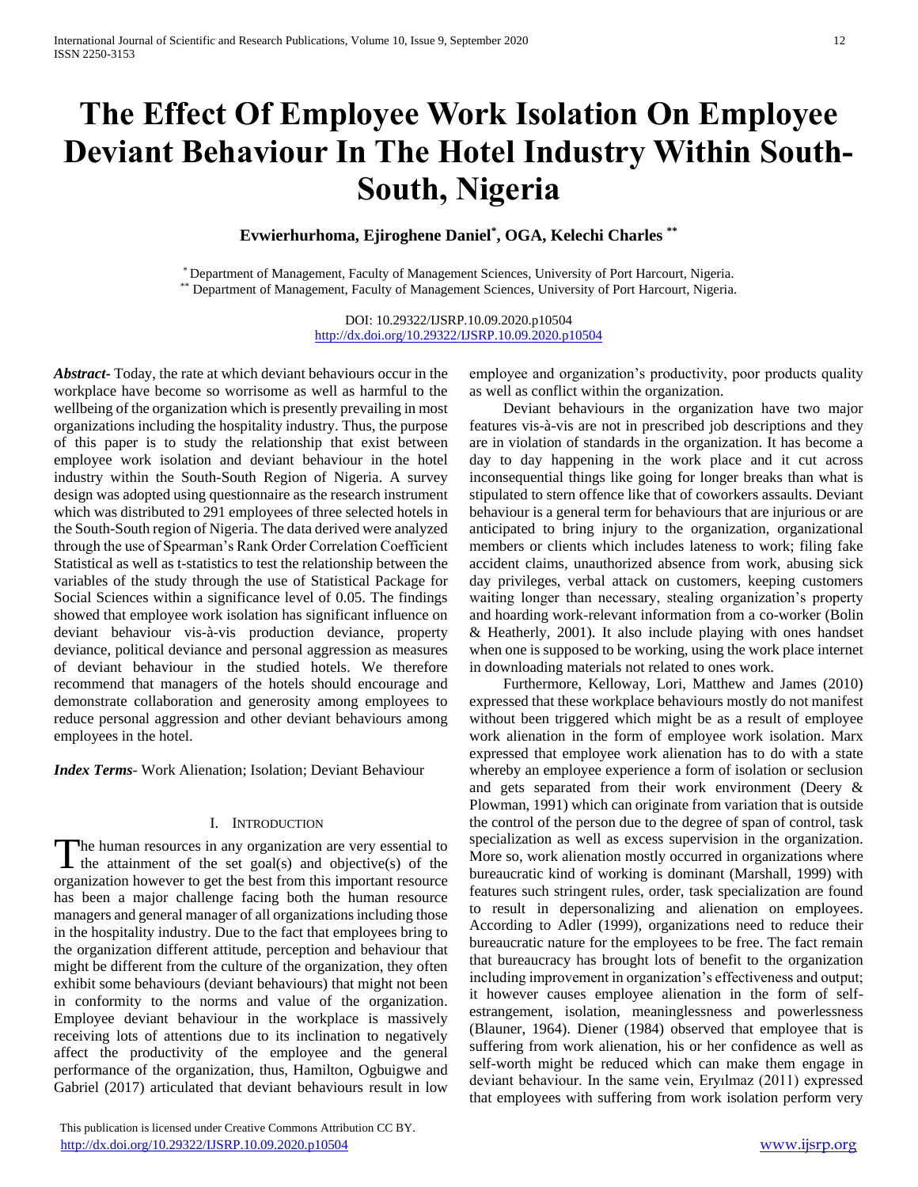# The Effect Of Employee Work Isolation On Employee Deviant Behaviour In The Hotel Industry Within South-South, Nigeria

**Evwierhurhoma, Ejiroghene Daniel[*], OGA, Kelechi Charles [**]**

[*] Department of Management, Faculty of Management Sciences, University of Port Harcourt, Nigeria.
[**] Department of Management, Faculty of Management Sciences, University of Port Harcourt, Nigeria.

DOI: 10.29322/IJSRP.10.09.2020.p10504
http://dx.doi.org/10.29322/IJSRP.10.09.2020.p10504

***Abstract***- Today, the rate at which deviant behaviours occur in the workplace have become so worrisome as well as harmful to the wellbeing of the organization which is presently prevailing in most organizations including the hospitality industry. Thus, the purpose of this paper is to study the relationship that exist between employee work isolation and deviant behaviour in the hotel industry within the South-South Region of Nigeria. A survey design was adopted using questionnaire as the research instrument which was distributed to 291 employees of three selected hotels in the South-South region of Nigeria. The data derived were analyzed through the use of Spearman's Rank Order Correlation Coefficient Statistical as well as t-statistics to test the relationship between the variables of the study through the use of Statistical Package for Social Sciences within a significance level of 0.05. The findings showed that employee work isolation has significant influence on deviant behaviour vis-à-vis production deviance, property deviance, political deviance and personal aggression as measures of deviant behaviour in the studied hotels. We therefore recommend that managers of the hotels should encourage and demonstrate collaboration and generosity among employees to reduce personal aggression and other deviant behaviours among employees in the hotel.

***Index Terms***- Work Alienation; Isolation; Deviant Behaviour

## I. Introduction

The human resources in any organization are very essential to the attainment of the set goal(s) and objective(s) of the organization however to get the best from this important resource has been a major challenge facing both the human resource managers and general manager of all organizations including those in the hospitality industry. Due to the fact that employees bring to the organization different attitude, perception and behaviour that might be different from the culture of the organization, they often exhibit some behaviours (deviant behaviours) that might not been in conformity to the norms and value of the organization. Employee deviant behaviour in the workplace is massively receiving lots of attentions due to its inclination to negatively affect the productivity of the employee and the general performance of the organization, thus, Hamilton, Ogbuigwe and Gabriel (2017) articulated that deviant behaviours result in low employee and organization's productivity, poor products quality as well as conflict within the organization.

Deviant behaviours in the organization have two major features vis-à-vis are not in prescribed job descriptions and they are in violation of standards in the organization. It has become a day to day happening in the work place and it cut across inconsequential things like going for longer breaks than what is stipulated to stern offence like that of coworkers assaults. Deviant behaviour is a general term for behaviours that are injurious or are anticipated to bring injury to the organization, organizational members or clients which includes lateness to work; filing fake accident claims, unauthorized absence from work, abusing sick day privileges, verbal attack on customers, keeping customers waiting longer than necessary, stealing organization's property and hoarding work-relevant information from a co-worker (Bolin & Heatherly, 2001). It also include playing with ones handset when one is supposed to be working, using the work place internet in downloading materials not related to ones work.

Furthermore, Kelloway, Lori, Matthew and James (2010) expressed that these workplace behaviours mostly do not manifest without been triggered which might be as a result of employee work alienation in the form of employee work isolation. Marx expressed that employee work alienation has to do with a state whereby an employee experience a form of isolation or seclusion and gets separated from their work environment (Deery & Plowman, 1991) which can originate from variation that is outside the control of the person due to the degree of span of control, task specialization as well as excess supervision in the organization. More so, work alienation mostly occurred in organizations where bureaucratic kind of working is dominant (Marshall, 1999) with features such stringent rules, order, task specialization are found to result in depersonalizing and alienation on employees. According to Adler (1999), organizations need to reduce their bureaucratic nature for the employees to be free. The fact remain that bureaucracy has brought lots of benefit to the organization including improvement in organization's effectiveness and output; it however causes employee alienation in the form of self-estrangement, isolation, meaninglessness and powerlessness (Blauner, 1964). Diener (1984) observed that employee that is suffering from work alienation, his or her confidence as well as self-worth might be reduced which can make them engage in deviant behaviour. In the same vein, Eryılmaz (2011) expressed that employees with suffering from work isolation perform very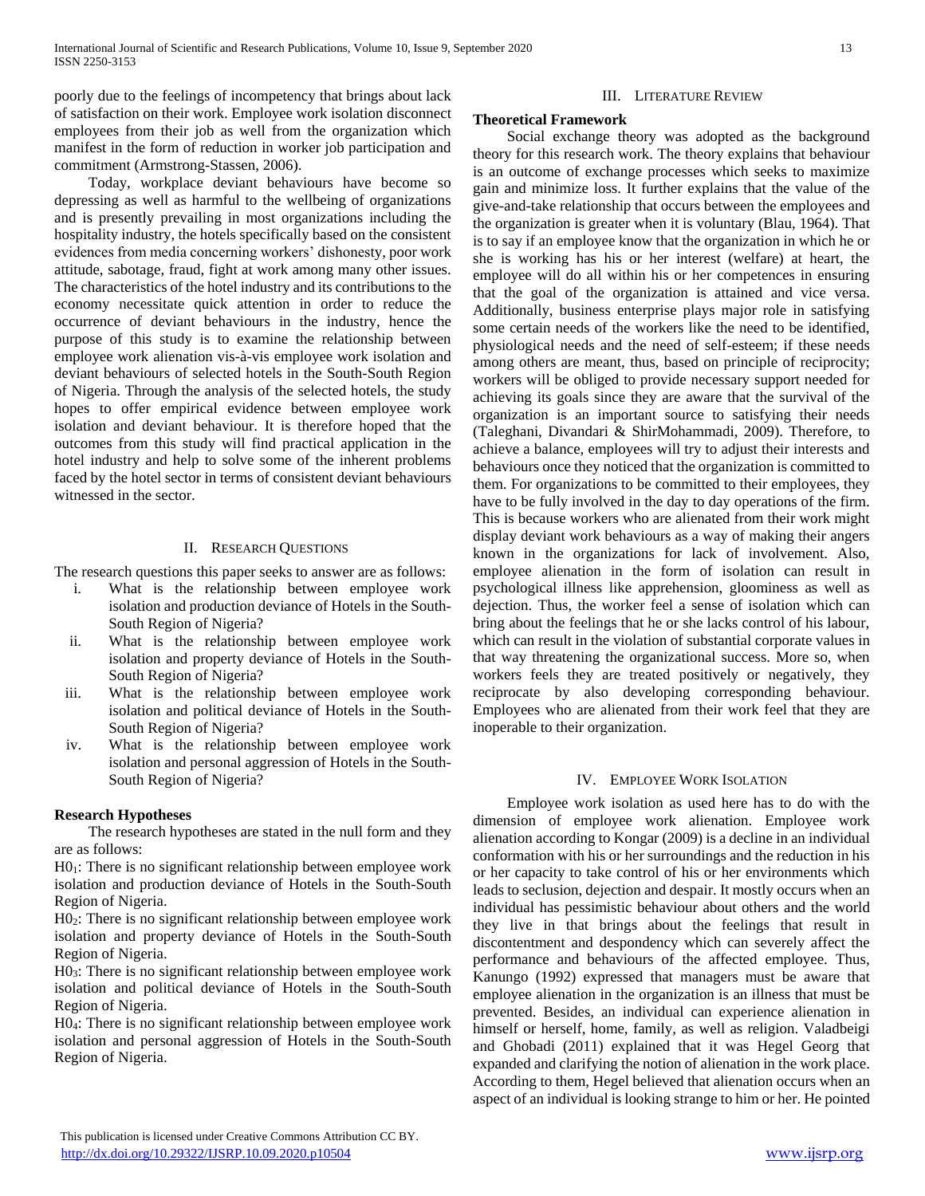poorly due to the feelings of incompetency that brings about lack of satisfaction on their work. Employee work isolation disconnect employees from their job as well from the organization which manifest in the form of reduction in worker job participation and commitment (Armstrong-Stassen, 2006).

Today, workplace deviant behaviours have become so depressing as well as harmful to the wellbeing of organizations and is presently prevailing in most organizations including the hospitality industry, the hotels specifically based on the consistent evidences from media concerning workers' dishonesty, poor work attitude, sabotage, fraud, fight at work among many other issues. The characteristics of the hotel industry and its contributions to the economy necessitate quick attention in order to reduce the occurrence of deviant behaviours in the industry, hence the purpose of this study is to examine the relationship between employee work alienation vis-à-vis employee work isolation and deviant behaviours of selected hotels in the South-South Region of Nigeria. Through the analysis of the selected hotels, the study hopes to offer empirical evidence between employee work isolation and deviant behaviour. It is therefore hoped that the outcomes from this study will find practical application in the hotel industry and help to solve some of the inherent problems faced by the hotel sector in terms of consistent deviant behaviours witnessed in the sector.

## II. Research Questions

The research questions this paper seeks to answer are as follows:

i. What is the relationship between employee work isolation and production deviance of Hotels in the South-South Region of Nigeria?
ii. What is the relationship between employee work isolation and property deviance of Hotels in the South-South Region of Nigeria?
iii. What is the relationship between employee work isolation and political deviance of Hotels in the South-South Region of Nigeria?
iv. What is the relationship between employee work isolation and personal aggression of Hotels in the South-South Region of Nigeria?

### Research Hypotheses

The research hypotheses are stated in the null form and they are as follows:

$H0_1$: There is no significant relationship between employee work isolation and production deviance of Hotels in the South-South Region of Nigeria.

$H0_2$: There is no significant relationship between employee work isolation and property deviance of Hotels in the South-South Region of Nigeria.

$H0_3$: There is no significant relationship between employee work isolation and political deviance of Hotels in the South-South Region of Nigeria.

$H0_4$: There is no significant relationship between employee work isolation and personal aggression of Hotels in the South-South Region of Nigeria.

## III. Literature Review

### Theoretical Framework

Social exchange theory was adopted as the background theory for this research work. The theory explains that behaviour is an outcome of exchange processes which seeks to maximize gain and minimize loss. It further explains that the value of the give-and-take relationship that occurs between the employees and the organization is greater when it is voluntary (Blau, 1964). That is to say if an employee know that the organization in which he or she is working has his or her interest (welfare) at heart, the employee will do all within his or her competences in ensuring that the goal of the organization is attained and vice versa. Additionally, business enterprise plays major role in satisfying some certain needs of the workers like the need to be identified, physiological needs and the need of self-esteem; if these needs among others are meant, thus, based on principle of reciprocity; workers will be obliged to provide necessary support needed for achieving its goals since they are aware that the survival of the organization is an important source to satisfying their needs (Taleghani, Divandari & ShirMohammadi, 2009). Therefore, to achieve a balance, employees will try to adjust their interests and behaviours once they noticed that the organization is committed to them. For organizations to be committed to their employees, they have to be fully involved in the day to day operations of the firm. This is because workers who are alienated from their work might display deviant work behaviours as a way of making their angers known in the organizations for lack of involvement. Also, employee alienation in the form of isolation can result in psychological illness like apprehension, gloominess as well as dejection. Thus, the worker feel a sense of isolation which can bring about the feelings that he or she lacks control of his labour, which can result in the violation of substantial corporate values in that way threatening the organizational success. More so, when workers feels they are treated positively or negatively, they reciprocate by also developing corresponding behaviour. Employees who are alienated from their work feel that they are inoperable to their organization.

## IV. Employee Work Isolation

Employee work isolation as used here has to do with the dimension of employee work alienation. Employee work alienation according to Kongar (2009) is a decline in an individual conformation with his or her surroundings and the reduction in his or her capacity to take control of his or her environments which leads to seclusion, dejection and despair. It mostly occurs when an individual has pessimistic behaviour about others and the world they live in that brings about the feelings that result in discontentment and despondency which can severely affect the performance and behaviours of the affected employee. Thus, Kanungo (1992) expressed that managers must be aware that employee alienation in the organization is an illness that must be prevented. Besides, an individual can experience alienation in himself or herself, home, family, as well as religion. Valadbeigi and Ghobadi (2011) explained that it was Hegel Georg that expanded and clarifying the notion of alienation in the work place. According to them, Hegel believed that alienation occurs when an aspect of an individual is looking strange to him or her. He pointed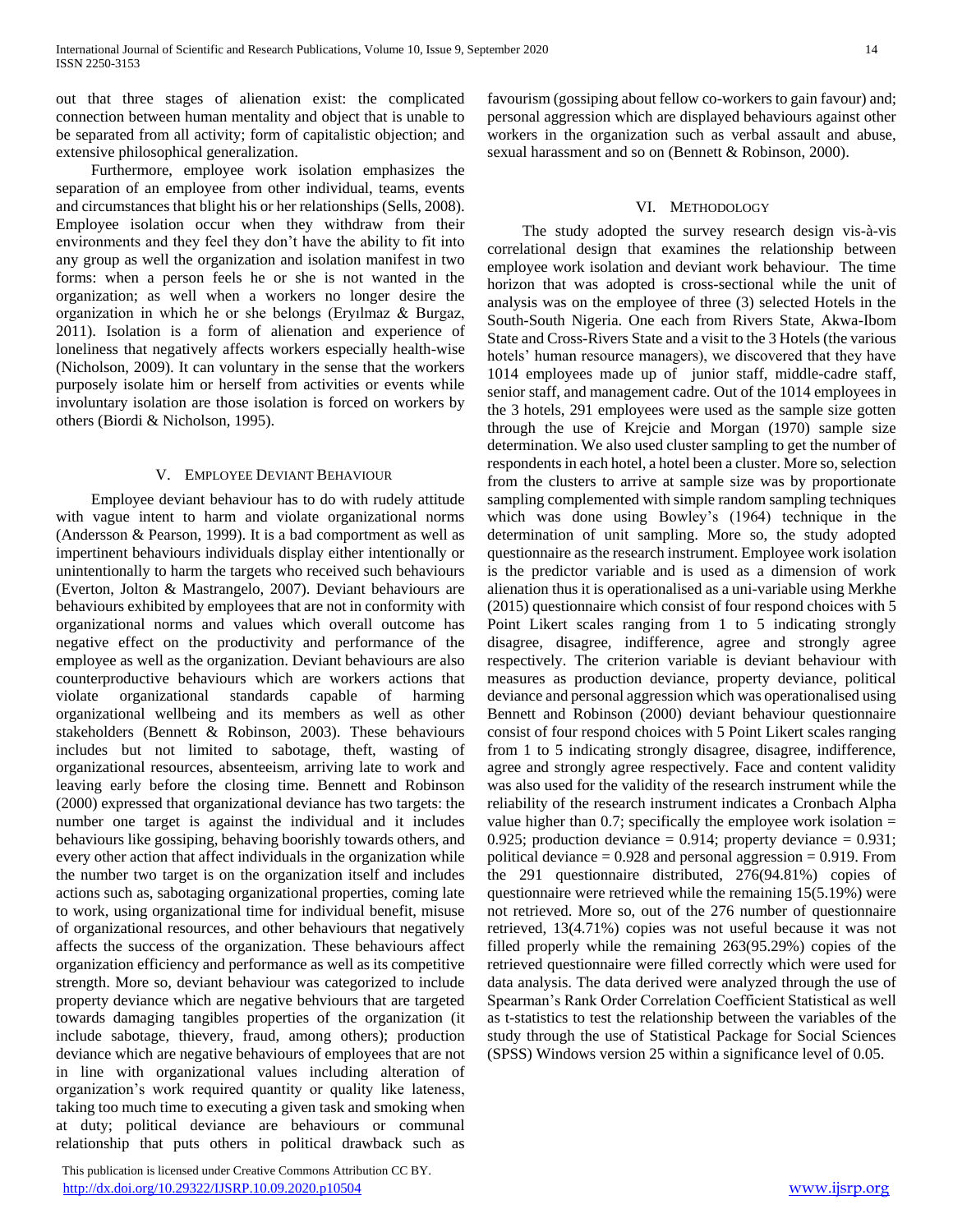out that three stages of alienation exist: the complicated connection between human mentality and object that is unable to be separated from all activity; form of capitalistic objection; and extensive philosophical generalization.

Furthermore, employee work isolation emphasizes the separation of an employee from other individual, teams, events and circumstances that blight his or her relationships (Sells, 2008). Employee isolation occur when they withdraw from their environments and they feel they don't have the ability to fit into any group as well the organization and isolation manifest in two forms: when a person feels he or she is not wanted in the organization; as well when a workers no longer desire the organization in which he or she belongs (Eryılmaz & Burgaz, 2011). Isolation is a form of alienation and experience of loneliness that negatively affects workers especially health-wise (Nicholson, 2009). It can voluntary in the sense that the workers purposely isolate him or herself from activities or events while involuntary isolation are those isolation is forced on workers by others (Biordi & Nicholson, 1995).

## V. Employee Deviant Behaviour

Employee deviant behaviour has to do with rudely attitude with vague intent to harm and violate organizational norms (Andersson & Pearson, 1999). It is a bad comportment as well as impertinent behaviours individuals display either intentionally or unintentionally to harm the targets who received such behaviours (Everton, Jolton & Mastrangelo, 2007). Deviant behaviours are behaviours exhibited by employees that are not in conformity with organizational norms and values which overall outcome has negative effect on the productivity and performance of the employee as well as the organization. Deviant behaviours are also counterproductive behaviours which are workers actions that violate organizational standards capable of harming organizational wellbeing and its members as well as other stakeholders (Bennett & Robinson, 2003). These behaviours includes but not limited to sabotage, theft, wasting of organizational resources, absenteeism, arriving late to work and leaving early before the closing time. Bennett and Robinson (2000) expressed that organizational deviance has two targets: the number one target is against the individual and it includes behaviours like gossiping, behaving boorishly towards others, and every other action that affect individuals in the organization while the number two target is on the organization itself and includes actions such as, sabotaging organizational properties, coming late to work, using organizational time for individual benefit, misuse of organizational resources, and other behaviours that negatively affects the success of the organization. These behaviours affect organization efficiency and performance as well as its competitive strength. More so, deviant behaviour was categorized to include property deviance which are negative behviours that are targeted towards damaging tangibles properties of the organization (it include sabotage, thievery, fraud, among others); production deviance which are negative behaviours of employees that are not in line with organizational values including alteration of organization's work required quantity or quality like lateness, taking too much time to executing a given task and smoking when at duty; political deviance are behaviours or communal relationship that puts others in political drawback such as favourism (gossiping about fellow co-workers to gain favour) and; personal aggression which are displayed behaviours against other workers in the organization such as verbal assault and abuse, sexual harassment and so on (Bennett & Robinson, 2000).

## VI. Methodology

The study adopted the survey research design vis-à-vis correlational design that examines the relationship between employee work isolation and deviant work behaviour. The time horizon that was adopted is cross-sectional while the unit of analysis was on the employee of three (3) selected Hotels in the South-South Nigeria. One each from Rivers State, Akwa-Ibom State and Cross-Rivers State and a visit to the 3 Hotels (the various hotels' human resource managers), we discovered that they have 1014 employees made up of junior staff, middle-cadre staff, senior staff, and management cadre. Out of the 1014 employees in the 3 hotels, 291 employees were used as the sample size gotten through the use of Krejcie and Morgan (1970) sample size determination. We also used cluster sampling to get the number of respondents in each hotel, a hotel been a cluster. More so, selection from the clusters to arrive at sample size was by proportionate sampling complemented with simple random sampling techniques which was done using Bowley's (1964) technique in the determination of unit sampling. More so, the study adopted questionnaire as the research instrument. Employee work isolation is the predictor variable and is used as a dimension of work alienation thus it is operationalised as a uni-variable using Merkhe (2015) questionnaire which consist of four respond choices with 5 Point Likert scales ranging from 1 to 5 indicating strongly disagree, disagree, indifference, agree and strongly agree respectively. The criterion variable is deviant behaviour with measures as production deviance, property deviance, political deviance and personal aggression which was operationalised using Bennett and Robinson (2000) deviant behaviour questionnaire consist of four respond choices with 5 Point Likert scales ranging from 1 to 5 indicating strongly disagree, disagree, indifference, agree and strongly agree respectively. Face and content validity was also used for the validity of the research instrument while the reliability of the research instrument indicates a Cronbach Alpha value higher than 0.7; specifically the employee work isolation = 0.925; production deviance = 0.914; property deviance = 0.931; political deviance = 0.928 and personal aggression = 0.919. From the 291 questionnaire distributed, 276(94.81%) copies of questionnaire were retrieved while the remaining 15(5.19%) were not retrieved. More so, out of the 276 number of questionnaire retrieved, 13(4.71%) copies was not useful because it was not filled properly while the remaining 263(95.29%) copies of the retrieved questionnaire were filled correctly which were used for data analysis. The data derived were analyzed through the use of Spearman's Rank Order Correlation Coefficient Statistical as well as t-statistics to test the relationship between the variables of the study through the use of Statistical Package for Social Sciences (SPSS) Windows version 25 within a significance level of 0.05.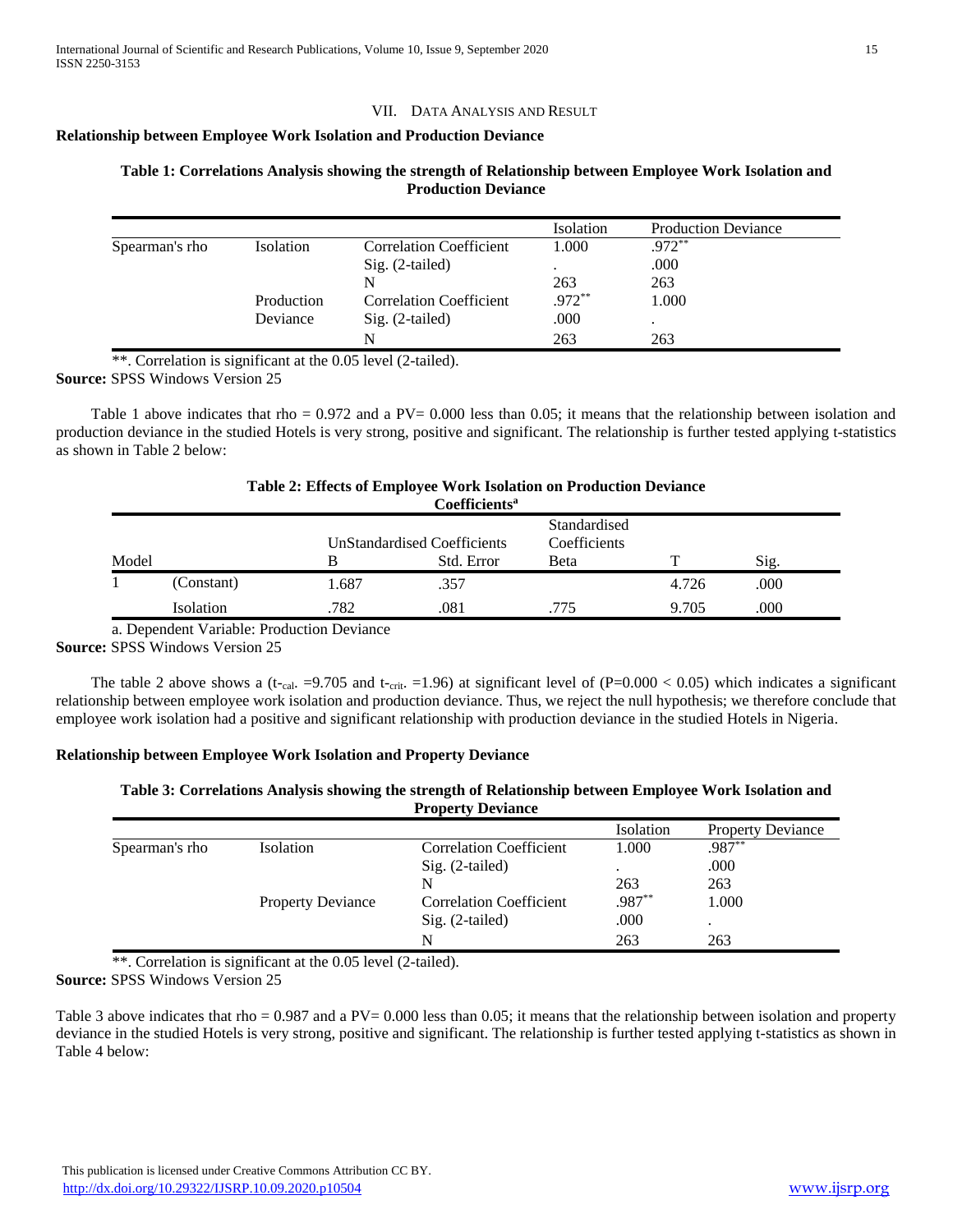## VII. Data Analysis and Result

**Relationship between Employee Work Isolation and Production Deviance**

**Table 1: Correlations Analysis showing the strength of Relationship between Employee Work Isolation and Production Deviance**

| | | | Isolation | Production Deviance |
|---|---|---|---|---|
| Spearman's rho | Isolation | Correlation Coefficient | 1.000 | .972** |
| | | Sig. (2-tailed) | . | .000 |
| | | N | 263 | 263 |
| | Production Deviance | Correlation Coefficient | .972** | 1.000 |
| | | Sig. (2-tailed) | .000 | . |
| | | N | 263 | 263 |

**. Correlation is significant at the 0.05 level (2-tailed).

**Source:** SPSS Windows Version 25

Table 1 above indicates that rho = 0.972 and a PV= 0.000 less than 0.05; it means that the relationship between isolation and production deviance in the studied Hotels is very strong, positive and significant. The relationship is further tested applying t-statistics as shown in Table 2 below:

**Table 2: Effects of Employee Work Isolation on Production Deviance**

**Coefficients[a]**

| Model | | UnStandardised Coefficients | | Standardised Coefficients | T | Sig. |
|---|---|---|---|---|---|---|
| | | B | Std. Error | Beta | | |
| 1 | (Constant) | 1.687 | .357 | | 4.726 | .000 |
| | Isolation | .782 | .081 | .775 | 9.705 | .000 |

a. Dependent Variable: Production Deviance

**Source:** SPSS Windows Version 25

The table 2 above shows a ($t_{cal.}$ =9.705 and $t_{crit.}$ =1.96) at significant level of ($P=0.000 < 0.05$) which indicates a significant relationship between employee work isolation and production deviance. Thus, we reject the null hypothesis; we therefore conclude that employee work isolation had a positive and significant relationship with production deviance in the studied Hotels in Nigeria.

**Relationship between Employee Work Isolation and Property Deviance**

**Table 3: Correlations Analysis showing the strength of Relationship between Employee Work Isolation and Property Deviance**

| | | | Isolation | Property Deviance |
|---|---|---|---|---|
| Spearman's rho | Isolation | Correlation Coefficient | 1.000 | .987** |
| | | Sig. (2-tailed) | . | .000 |
| | | N | 263 | 263 |
| | Property Deviance | Correlation Coefficient | .987** | 1.000 |
| | | Sig. (2-tailed) | .000 | . |
| | | N | 263 | 263 |

**. Correlation is significant at the 0.05 level (2-tailed).

**Source:** SPSS Windows Version 25

Table 3 above indicates that rho = 0.987 and a PV= 0.000 less than 0.05; it means that the relationship between isolation and property deviance in the studied Hotels is very strong, positive and significant. The relationship is further tested applying t-statistics as shown in Table 4 below: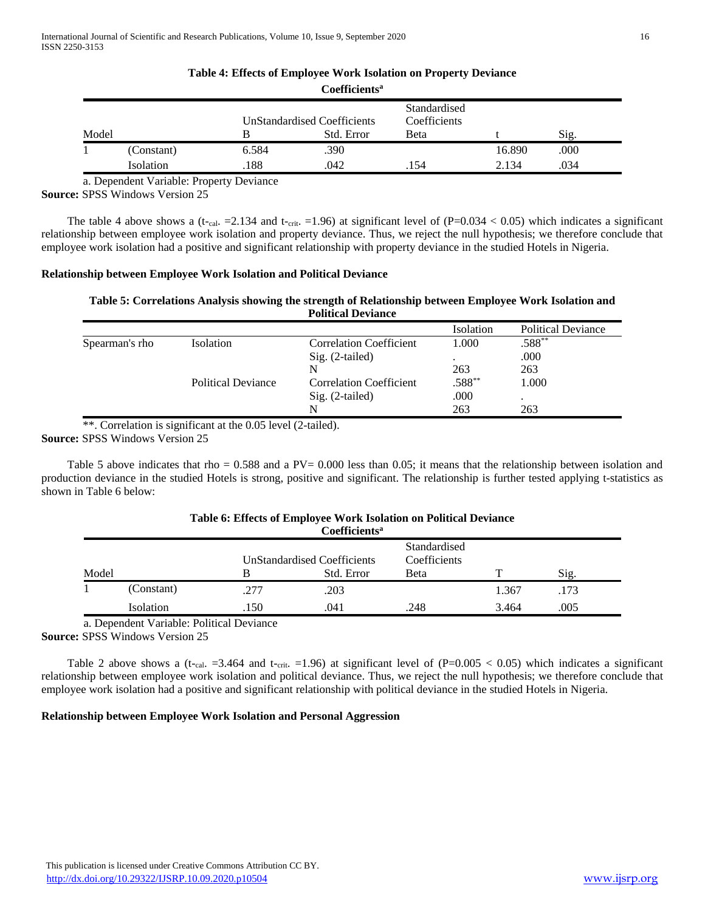**Table 4: Effects of Employee Work Isolation on Property Deviance**

**Coefficients[a]**

| Model | | UnStandardised Coefficients | | Standardised Coefficients | t | Sig. |
|---|---|---|---|---|---|---|
| | | B | Std. Error | Beta | | |
| 1 | (Constant) | 6.584 | .390 | | 16.890 | .000 |
| | Isolation | .188 | .042 | .154 | 2.134 | .034 |

a. Dependent Variable: Property Deviance

**Source:** SPSS Windows Version 25

The table 4 above shows a ($t_{cal.}$ =2.134 and $t_{crit.}$ =1.96) at significant level of ($P=0.034 < 0.05$) which indicates a significant relationship between employee work isolation and property deviance. Thus, we reject the null hypothesis; we therefore conclude that employee work isolation had a positive and significant relationship with property deviance in the studied Hotels in Nigeria.

**Relationship between Employee Work Isolation and Political Deviance**

**Table 5: Correlations Analysis showing the strength of Relationship between Employee Work Isolation and Political Deviance**

| | | | Isolation | Political Deviance |
|---|---|---|---|---|
| Spearman's rho | Isolation | Correlation Coefficient | 1.000 | .588** |
| | | Sig. (2-tailed) | . | .000 |
| | | N | 263 | 263 |
| | Political Deviance | Correlation Coefficient | .588** | 1.000 |
| | | Sig. (2-tailed) | .000 | . |
| | | N | 263 | 263 |

**. Correlation is significant at the 0.05 level (2-tailed).

**Source:** SPSS Windows Version 25

Table 5 above indicates that rho = 0.588 and a PV= 0.000 less than 0.05; it means that the relationship between isolation and production deviance in the studied Hotels is strong, positive and significant. The relationship is further tested applying t-statistics as shown in Table 6 below:

**Table 6: Effects of Employee Work Isolation on Political Deviance**

**Coefficients[a]**

| Model | | UnStandardised Coefficients | | Standardised Coefficients | T | Sig. |
|---|---|---|---|---|---|---|
| | | B | Std. Error | Beta | | |
| 1 | (Constant) | .277 | .203 | | 1.367 | .173 |
| | Isolation | .150 | .041 | .248 | 3.464 | .005 |

a. Dependent Variable: Political Deviance

**Source:** SPSS Windows Version 25

Table 2 above shows a ($t_{cal.}$ =3.464 and $t_{crit.}$ =1.96) at significant level of ($P=0.005 < 0.05$) which indicates a significant relationship between employee work isolation and political deviance. Thus, we reject the null hypothesis; we therefore conclude that employee work isolation had a positive and significant relationship with political deviance in the studied Hotels in Nigeria.

**Relationship between Employee Work Isolation and Personal Aggression**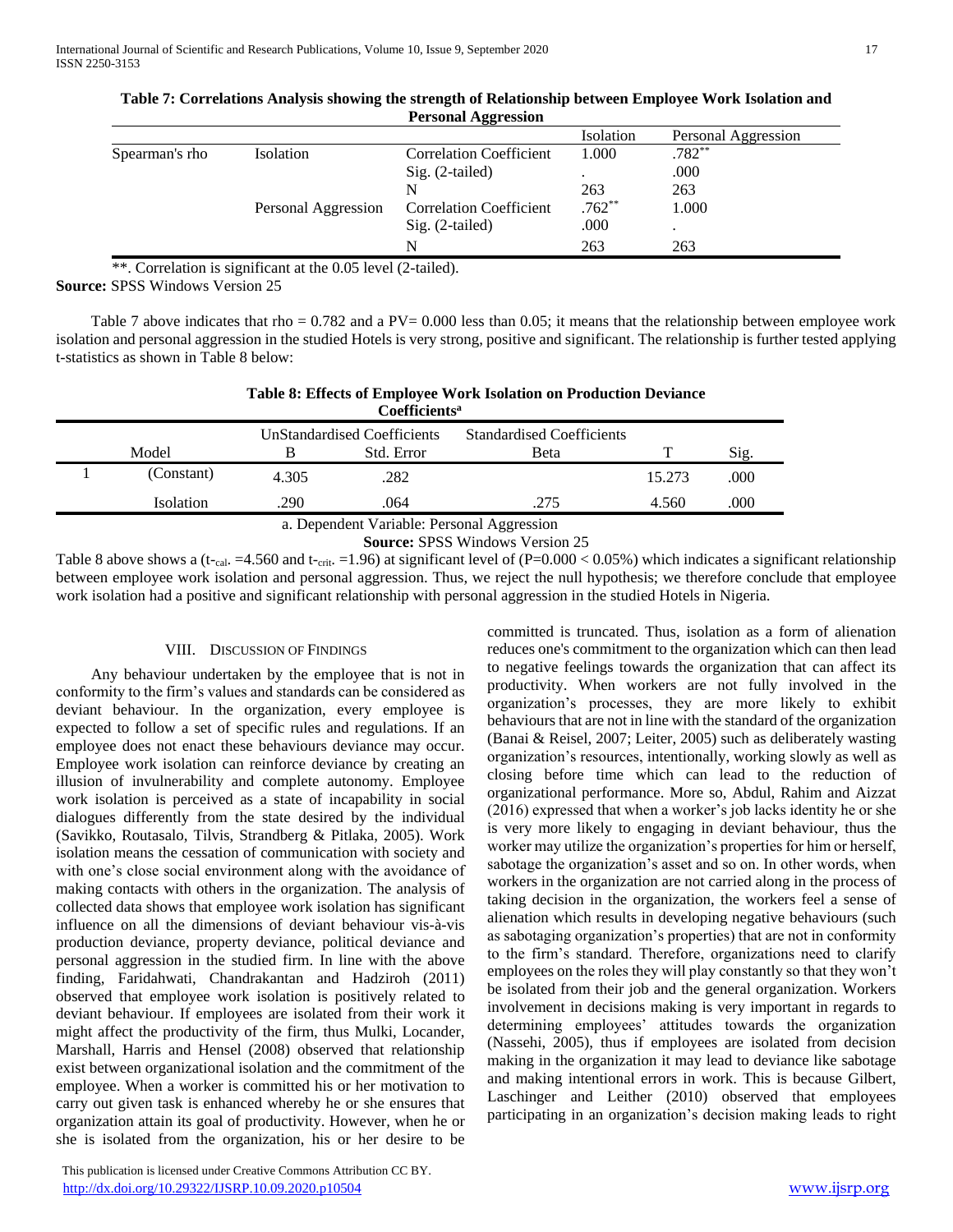**Table 7: Correlations Analysis showing the strength of Relationship between Employee Work Isolation and Personal Aggression**

| | | | Isolation | Personal Aggression |
|---|---|---|---|---|
| Spearman's rho | Isolation | Correlation Coefficient | 1.000 | .782** |
| | | Sig. (2-tailed) | . | .000 |
| | | N | 263 | 263 |
| | Personal Aggression | Correlation Coefficient | .762** | 1.000 |
| | | Sig. (2-tailed) | .000 | . |
| | | N | 263 | 263 |

**. Correlation is significant at the 0.05 level (2-tailed).

**Source:** SPSS Windows Version 25

Table 7 above indicates that rho = 0.782 and a PV= 0.000 less than 0.05; it means that the relationship between employee work isolation and personal aggression in the studied Hotels is very strong, positive and significant. The relationship is further tested applying t-statistics as shown in Table 8 below:

**Table 8: Effects of Employee Work Isolation on Production Deviance**

**Coefficients[a]**

| | Model | UnStandardised Coefficients | | Standardised Coefficients | T | Sig. |
|---|---|---|---|---|---|---|
| | | B | Std. Error | Beta | | |
| 1 | (Constant) | 4.305 | .282 | | 15.273 | .000 |
| | Isolation | .290 | .064 | .275 | 4.560 | .000 |

a. Dependent Variable: Personal Aggression

**Source:** SPSS Windows Version 25

Table 8 above shows a ($t_{cal.}$ =4.560 and $t_{crit.}$ =1.96) at significant level of (P=0.000 < 0.05%) which indicates a significant relationship between employee work isolation and personal aggression. Thus, we reject the null hypothesis; we therefore conclude that employee work isolation had a positive and significant relationship with personal aggression in the studied Hotels in Nigeria.

## VIII. Discussion of Findings

Any behaviour undertaken by the employee that is not in conformity to the firm's values and standards can be considered as deviant behaviour. In the organization, every employee is expected to follow a set of specific rules and regulations. If an employee does not enact these behaviours deviance may occur. Employee work isolation can reinforce deviance by creating an illusion of invulnerability and complete autonomy. Employee work isolation is perceived as a state of incapability in social dialogues differently from the state desired by the individual (Savikko, Routasalo, Tilvis, Strandberg & Pitlaka, 2005). Work isolation means the cessation of communication with society and with one's close social environment along with the avoidance of making contacts with others in the organization. The analysis of collected data shows that employee work isolation has significant influence on all the dimensions of deviant behaviour vis-à-vis production deviance, property deviance, political deviance and personal aggression in the studied firm. In line with the above finding, Faridahwati, Chandrakantan and Hadziroh (2011) observed that employee work isolation is positively related to deviant behaviour. If employees are isolated from their work it might affect the productivity of the firm, thus Mulki, Locander, Marshall, Harris and Hensel (2008) observed that relationship exist between organizational isolation and the commitment of the employee. When a worker is committed his or her motivation to carry out given task is enhanced whereby he or she ensures that organization attain its goal of productivity. However, when he or she is isolated from the organization, his or her desire to be committed is truncated. Thus, isolation as a form of alienation reduces one's commitment to the organization which can then lead to negative feelings towards the organization that can affect its productivity. When workers are not fully involved in the organization's processes, they are more likely to exhibit behaviours that are not in line with the standard of the organization (Banai & Reisel, 2007; Leiter, 2005) such as deliberately wasting organization's resources, intentionally, working slowly as well as closing before time which can lead to the reduction of organizational performance. More so, Abdul, Rahim and Aizzat (2016) expressed that when a worker's job lacks identity he or she is very more likely to engaging in deviant behaviour, thus the worker may utilize the organization's properties for him or herself, sabotage the organization's asset and so on. In other words, when workers in the organization are not carried along in the process of taking decision in the organization, the workers feel a sense of alienation which results in developing negative behaviours (such as sabotaging organization's properties) that are not in conformity to the firm's standard. Therefore, organizations need to clarify employees on the roles they will play constantly so that they won't be isolated from their job and the general organization. Workers involvement in decisions making is very important in regards to determining employees' attitudes towards the organization (Nassehi, 2005), thus if employees are isolated from decision making in the organization it may lead to deviance like sabotage and making intentional errors in work. This is because Gilbert, Laschinger and Leither (2010) observed that employees participating in an organization's decision making leads to right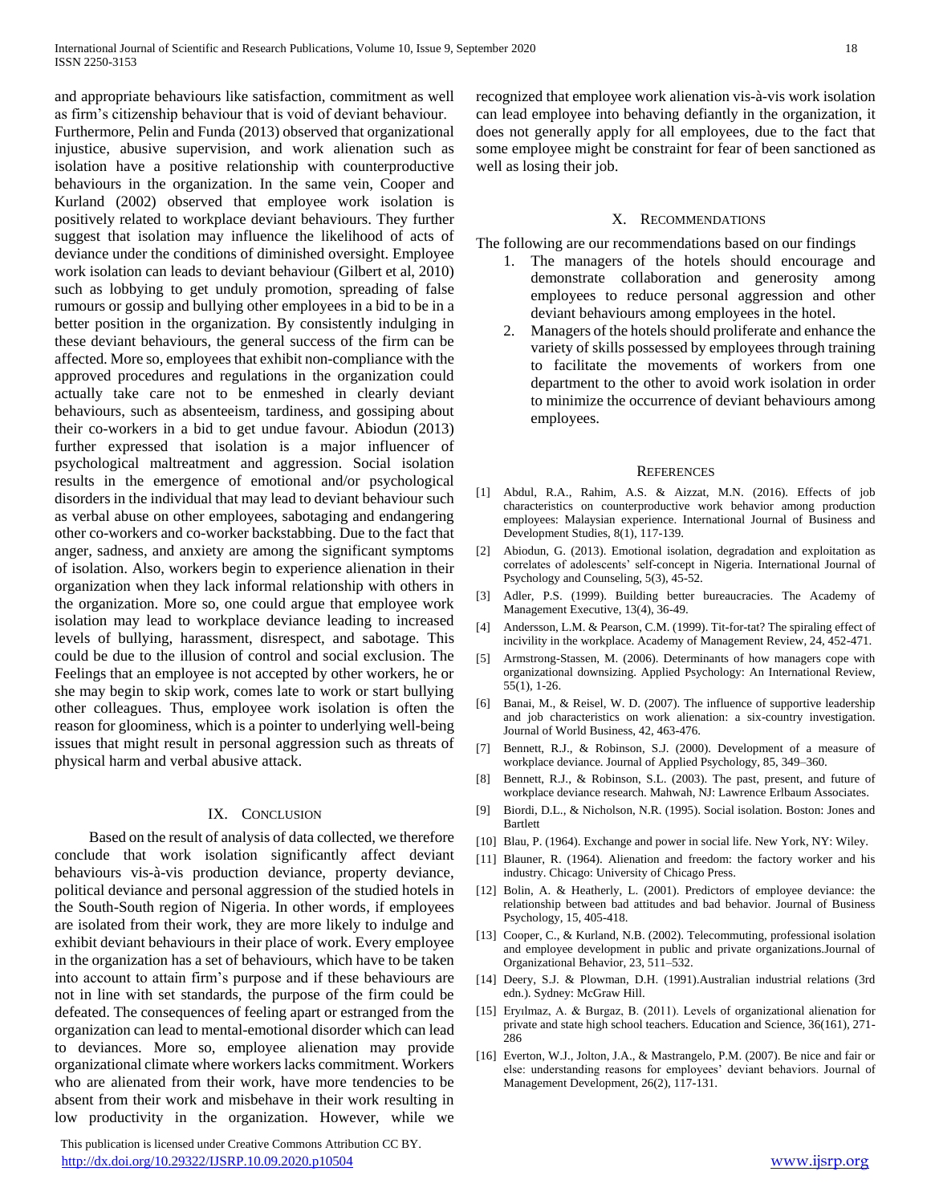and appropriate behaviours like satisfaction, commitment as well as firm's citizenship behaviour that is void of deviant behaviour. Furthermore, Pelin and Funda (2013) observed that organizational injustice, abusive supervision, and work alienation such as isolation have a positive relationship with counterproductive behaviours in the organization. In the same vein, Cooper and Kurland (2002) observed that employee work isolation is positively related to workplace deviant behaviours. They further suggest that isolation may influence the likelihood of acts of deviance under the conditions of diminished oversight. Employee work isolation can leads to deviant behaviour (Gilbert et al, 2010) such as lobbying to get unduly promotion, spreading of false rumours or gossip and bullying other employees in a bid to be in a better position in the organization. By consistently indulging in these deviant behaviours, the general success of the firm can be affected. More so, employees that exhibit non-compliance with the approved procedures and regulations in the organization could actually take care not to be enmeshed in clearly deviant behaviours, such as absenteeism, tardiness, and gossiping about their co-workers in a bid to get undue favour. Abiodun (2013) further expressed that isolation is a major influencer of psychological maltreatment and aggression. Social isolation results in the emergence of emotional and/or psychological disorders in the individual that may lead to deviant behaviour such as verbal abuse on other employees, sabotaging and endangering other co-workers and co-worker backstabbing. Due to the fact that anger, sadness, and anxiety are among the significant symptoms of isolation. Also, workers begin to experience alienation in their organization when they lack informal relationship with others in the organization. More so, one could argue that employee work isolation may lead to workplace deviance leading to increased levels of bullying, harassment, disrespect, and sabotage. This could be due to the illusion of control and social exclusion. The Feelings that an employee is not accepted by other workers, he or she may begin to skip work, comes late to work or start bullying other colleagues. Thus, employee work isolation is often the reason for gloominess, which is a pointer to underlying well-being issues that might result in personal aggression such as threats of physical harm and verbal abusive attack.

## IX. Conclusion

Based on the result of analysis of data collected, we therefore conclude that work isolation significantly affect deviant behaviours vis-à-vis production deviance, property deviance, political deviance and personal aggression of the studied hotels in the South-South region of Nigeria. In other words, if employees are isolated from their work, they are more likely to indulge and exhibit deviant behaviours in their place of work. Every employee in the organization has a set of behaviours, which have to be taken into account to attain firm's purpose and if these behaviours are not in line with set standards, the purpose of the firm could be defeated. The consequences of feeling apart or estranged from the organization can lead to mental-emotional disorder which can lead to deviances. More so, employee alienation may provide organizational climate where workers lacks commitment. Workers who are alienated from their work, have more tendencies to be absent from their work and misbehave in their work resulting in low productivity in the organization. However, while we recognized that employee work alienation vis-à-vis work isolation can lead employee into behaving defiantly in the organization, it does not generally apply for all employees, due to the fact that some employee might be constraint for fear of been sanctioned as well as losing their job.

## X. Recommendations

The following are our recommendations based on our findings

1. The managers of the hotels should encourage and demonstrate collaboration and generosity among employees to reduce personal aggression and other deviant behaviours among employees in the hotel.
2. Managers of the hotels should proliferate and enhance the variety of skills possessed by employees through training to facilitate the movements of workers from one department to the other to avoid work isolation in order to minimize the occurrence of deviant behaviours among employees.

## References

[1] Abdul, R.A., Rahim, A.S. & Aizzat, M.N. (2016). Effects of job characteristics on counterproductive work behavior among production employees: Malaysian experience. International Journal of Business and Development Studies, 8(1), 117-139.

[2] Abiodun, G. (2013). Emotional isolation, degradation and exploitation as correlates of adolescents' self-concept in Nigeria. International Journal of Psychology and Counseling, 5(3), 45-52.

[3] Adler, P.S. (1999). Building better bureaucracies. The Academy of Management Executive, 13(4), 36-49.

[4] Andersson, L.M. & Pearson, C.M. (1999). Tit-for-tat? The spiraling effect of incivility in the workplace. Academy of Management Review, 24, 452-471.

[5] Armstrong-Stassen, M. (2006). Determinants of how managers cope with organizational downsizing. Applied Psychology: An International Review, 55(1), 1-26.

[6] Banai, M., & Reisel, W. D. (2007). The influence of supportive leadership and job characteristics on work alienation: a six-country investigation. Journal of World Business, 42, 463-476.

[7] Bennett, R.J., & Robinson, S.J. (2000). Development of a measure of workplace deviance. Journal of Applied Psychology, 85, 349–360.

[8] Bennett, R.J., & Robinson, S.L. (2003). The past, present, and future of workplace deviance research. Mahwah, NJ: Lawrence Erlbaum Associates.

[9] Biordi, D.L., & Nicholson, N.R. (1995). Social isolation. Boston: Jones and Bartlett

[10] Blau, P. (1964). Exchange and power in social life. New York, NY: Wiley.

[11] Blauner, R. (1964). Alienation and freedom: the factory worker and his industry. Chicago: University of Chicago Press.

[12] Bolin, A. & Heatherly, L. (2001). Predictors of employee deviance: the relationship between bad attitudes and bad behavior. Journal of Business Psychology, 15, 405-418.

[13] Cooper, C., & Kurland, N.B. (2002). Telecommuting, professional isolation and employee development in public and private organizations.Journal of Organizational Behavior, 23, 511–532.

[14] Deery, S.J. & Plowman, D.H. (1991).Australian industrial relations (3rd edn.). Sydney: McGraw Hill.

[15] Eryılmaz, A. & Burgaz, B. (2011). Levels of organizational alienation for private and state high school teachers. Education and Science, 36(161), 271-286

[16] Everton, W.J., Jolton, J.A., & Mastrangelo, P.M. (2007). Be nice and fair or else: understanding reasons for employees' deviant behaviors. Journal of Management Development, 26(2), 117-131.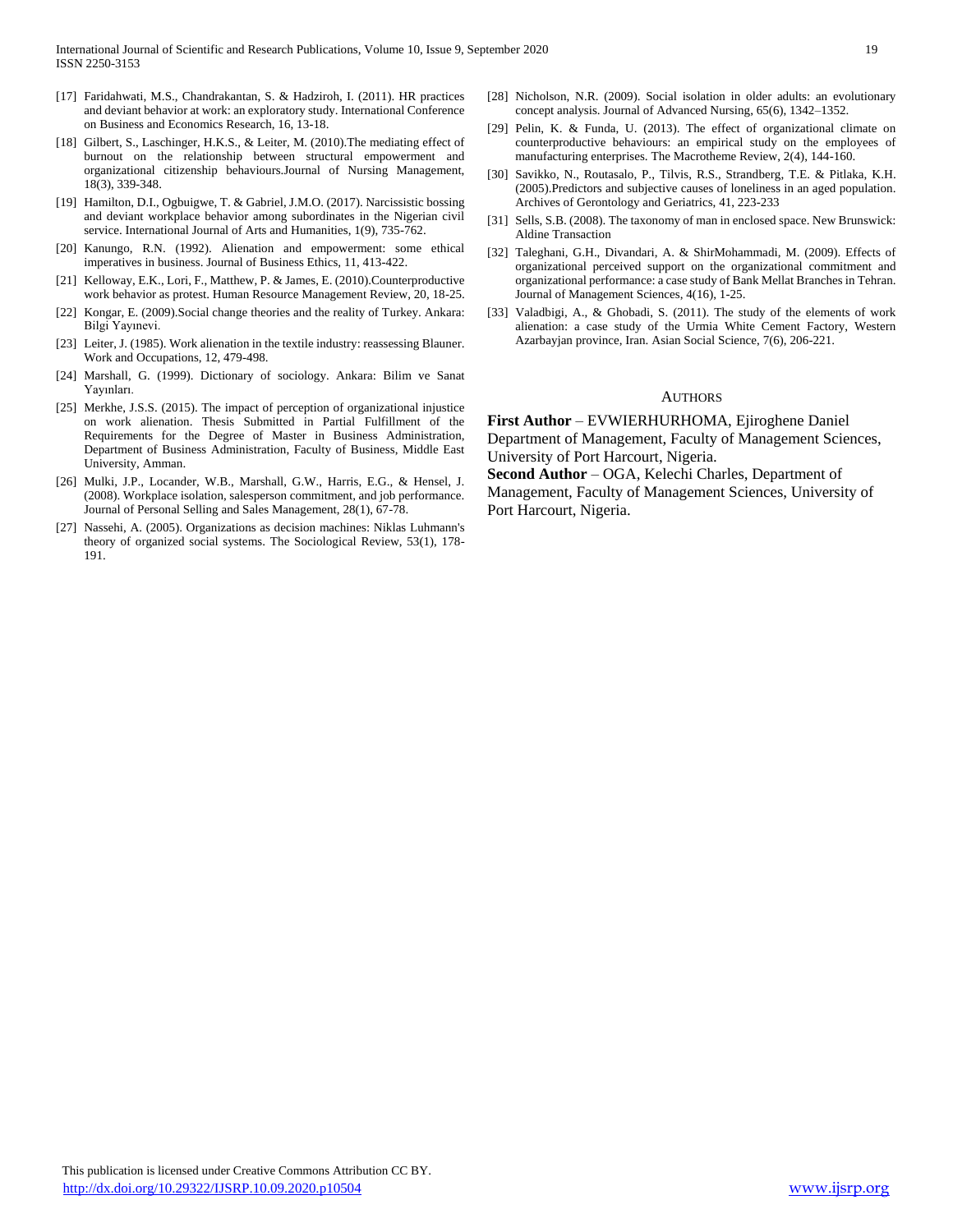[17] Faridahwati, M.S., Chandrakantan, S. & Hadziroh, I. (2011). HR practices and deviant behavior at work: an exploratory study. International Conference on Business and Economics Research, 16, 13-18.

[18] Gilbert, S., Laschinger, H.K.S., & Leiter, M. (2010).The mediating effect of burnout on the relationship between structural empowerment and organizational citizenship behaviours.Journal of Nursing Management, 18(3), 339-348.

[19] Hamilton, D.I., Ogbuigwe, T. & Gabriel, J.M.O. (2017). Narcissistic bossing and deviant workplace behavior among subordinates in the Nigerian civil service. International Journal of Arts and Humanities, 1(9), 735-762.

[20] Kanungo, R.N. (1992). Alienation and empowerment: some ethical imperatives in business. Journal of Business Ethics, 11, 413-422.

[21] Kelloway, E.K., Lori, F., Matthew, P. & James, E. (2010).Counterproductive work behavior as protest. Human Resource Management Review, 20, 18-25.

[22] Kongar, E. (2009).Social change theories and the reality of Turkey. Ankara: Bilgi Yayınevi.

[23] Leiter, J. (1985). Work alienation in the textile industry: reassessing Blauner. Work and Occupations, 12, 479-498.

[24] Marshall, G. (1999). Dictionary of sociology. Ankara: Bilim ve Sanat Yayınları.

[25] Merkhe, J.S.S. (2015). The impact of perception of organizational injustice on work alienation. Thesis Submitted in Partial Fulfillment of the Requirements for the Degree of Master in Business Administration, Department of Business Administration, Faculty of Business, Middle East University, Amman.

[26] Mulki, J.P., Locander, W.B., Marshall, G.W., Harris, E.G., & Hensel, J. (2008). Workplace isolation, salesperson commitment, and job performance. Journal of Personal Selling and Sales Management, 28(1), 67-78.

[27] Nassehi, A. (2005). Organizations as decision machines: Niklas Luhmann's theory of organized social systems. The Sociological Review, 53(1), 178-191.

[28] Nicholson, N.R. (2009). Social isolation in older adults: an evolutionary concept analysis. Journal of Advanced Nursing, 65(6), 1342–1352.

[29] Pelin, K. & Funda, U. (2013). The effect of organizational climate on counterproductive behaviours: an empirical study on the employees of manufacturing enterprises. The Macrotheme Review, 2(4), 144-160.

[30] Savikko, N., Routasalo, P., Tilvis, R.S., Strandberg, T.E. & Pitlaka, K.H. (2005).Predictors and subjective causes of loneliness in an aged population. Archives of Gerontology and Geriatrics, 41, 223-233

[31] Sells, S.B. (2008). The taxonomy of man in enclosed space. New Brunswick: Aldine Transaction

[32] Taleghani, G.H., Divandari, A. & ShirMohammadi, M. (2009). Effects of organizational perceived support on the organizational commitment and organizational performance: a case study of Bank Mellat Branches in Tehran. Journal of Management Sciences, 4(16), 1-25.

[33] Valadbigi, A., & Ghobadi, S. (2011). The study of the elements of work alienation: a case study of the Urmia White Cement Factory, Western Azarbayjan province, Iran. Asian Social Science, 7(6), 206-221.

## AUTHORS

**First Author** – EVWIERHURHOMA, Ejiroghene Daniel Department of Management, Faculty of Management Sciences, University of Port Harcourt, Nigeria.

**Second Author** – OGA, Kelechi Charles, Department of Management, Faculty of Management Sciences, University of Port Harcourt, Nigeria.